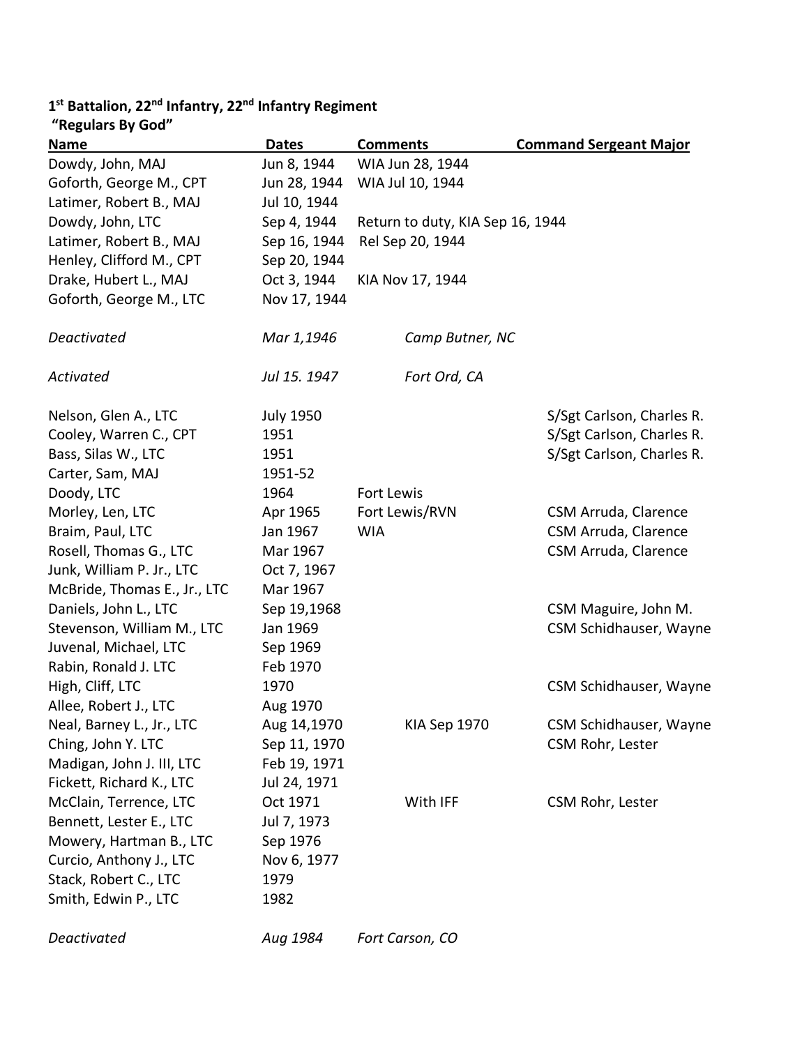**1[st] Battalion, 22[nd] Infantry, 22[nd] Infantry Regiment**
**"Regulars By God"**

| Name | Dates | Comments | Command Sergeant Major |
|---|---|---|---|
| Dowdy, John, MAJ | Jun 8, 1944 | WIA Jun 28, 1944 | |
| Goforth, George M., CPT | Jun 28, 1944 | WIA Jul 10, 1944 | |
| Latimer, Robert B., MAJ | Jul 10, 1944 | | |
| Dowdy, John, LTC | Sep 4, 1944 | Return to duty, KIA Sep 16, 1944 | |
| Latimer, Robert B., MAJ | Sep 16, 1944 | Rel Sep 20, 1944 | |
| Henley, Clifford M., CPT | Sep 20, 1944 | | |
| Drake, Hubert L., MAJ | Oct 3, 1944 | KIA Nov 17, 1944 | |
| Goforth, George M., LTC | Nov 17, 1944 | | |
| *Deactivated* | *Mar 1,1946* | *Camp Butner, NC* | |
| *Activated* | *Jul 15. 1947* | *Fort Ord, CA* | |
| Nelson, Glen A., LTC | July 1950 | | S/Sgt Carlson, Charles R. |
| Cooley, Warren C., CPT | 1951 | | S/Sgt Carlson, Charles R. |
| Bass, Silas W., LTC | 1951 | | S/Sgt Carlson, Charles R. |
| Carter, Sam, MAJ | 1951-52 | | |
| Doody, LTC | 1964 | Fort Lewis | |
| Morley, Len, LTC | Apr 1965 | Fort Lewis/RVN | CSM Arruda, Clarence |
| Braim, Paul, LTC | Jan 1967 | WIA | CSM Arruda, Clarence |
| Rosell, Thomas G., LTC | Mar 1967 | | CSM Arruda, Clarence |
| Junk, William P. Jr., LTC | Oct 7, 1967 | | |
| McBride, Thomas E., Jr., LTC | Mar 1967 | | |
| Daniels, John L., LTC | Sep 19,1968 | | CSM Maguire, John M. |
| Stevenson, William M., LTC | Jan 1969 | | CSM Schidhauser, Wayne |
| Juvenal, Michael, LTC | Sep 1969 | | |
| Rabin, Ronald J. LTC | Feb 1970 | | |
| High, Cliff, LTC | 1970 | | CSM Schidhauser, Wayne |
| Allee, Robert J., LTC | Aug 1970 | | |
| Neal, Barney L., Jr., LTC | Aug 14,1970 | KIA Sep 1970 | CSM Schidhauser, Wayne |
| Ching, John Y. LTC | Sep 11, 1970 | | CSM Rohr, Lester |
| Madigan, John J. III, LTC | Feb 19, 1971 | | |
| Fickett, Richard K., LTC | Jul 24, 1971 | | |
| McClain, Terrence, LTC | Oct 1971 | With IFF | CSM Rohr, Lester |
| Bennett, Lester E., LTC | Jul 7, 1973 | | |
| Mowery, Hartman B., LTC | Sep 1976 | | |
| Curcio, Anthony J., LTC | Nov 6, 1977 | | |
| Stack, Robert C., LTC | 1979 | | |
| Smith, Edwin P., LTC | 1982 | | |
| *Deactivated* | *Aug 1984* | *Fort Carson, CO* | |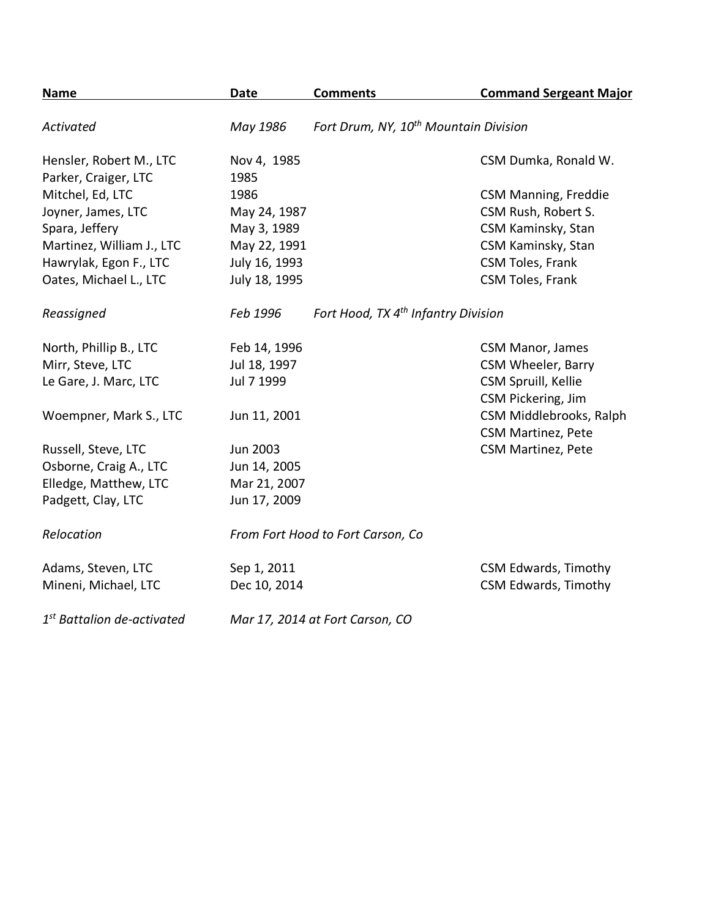| Name | Date | Comments | Command Sergeant Major |
|---|---|---|---|
| *Activated* | *May 1986* | *Fort Drum, NY, 10th Mountain Division* | |
| Hensler, Robert M., LTC | Nov 4, 1985 | | CSM Dumka, Ronald W. |
| Parker, Craiger, LTC | 1985 | | |
| Mitchel, Ed, LTC | 1986 | | CSM Manning, Freddie |
| Joyner, James, LTC | May 24, 1987 | | CSM Rush, Robert S. |
| Spara, Jeffery | May 3, 1989 | | CSM Kaminsky, Stan |
| Martinez, William J., LTC | May 22, 1991 | | CSM Kaminsky, Stan |
| Hawrylak, Egon F., LTC | July 16, 1993 | | CSM Toles, Frank |
| Oates, Michael L., LTC | July 18, 1995 | | CSM Toles, Frank |
| *Reassigned* | *Feb 1996* | *Fort Hood, TX 4th Infantry Division* | |
| North, Phillip B., LTC | Feb 14, 1996 | | CSM Manor, James |
| Mirr, Steve, LTC | Jul 18, 1997 | | CSM Wheeler, Barry |
| Le Gare, J. Marc, LTC | Jul 7 1999 | | CSM Spruill, Kellie |
| | | | CSM Pickering, Jim |
| Woempner, Mark S., LTC | Jun 11, 2001 | | CSM Middlebrooks, Ralph |
| | | | CSM Martinez, Pete |
| Russell, Steve, LTC | Jun 2003 | | CSM Martinez, Pete |
| Osborne, Craig A., LTC | Jun 14, 2005 | | |
| Elledge, Matthew, LTC | Mar 21, 2007 | | |
| Padgett, Clay, LTC | Jun 17, 2009 | | |
| *Relocation* | *From Fort Hood to Fort Carson, Co* | | |
| Adams, Steven, LTC | Sep 1, 2011 | | CSM Edwards, Timothy |
| Mineni, Michael, LTC | Dec 10, 2014 | | CSM Edwards, Timothy |
| *1st Battalion de-activated* | *Mar 17, 2014 at Fort Carson, CO* | | |